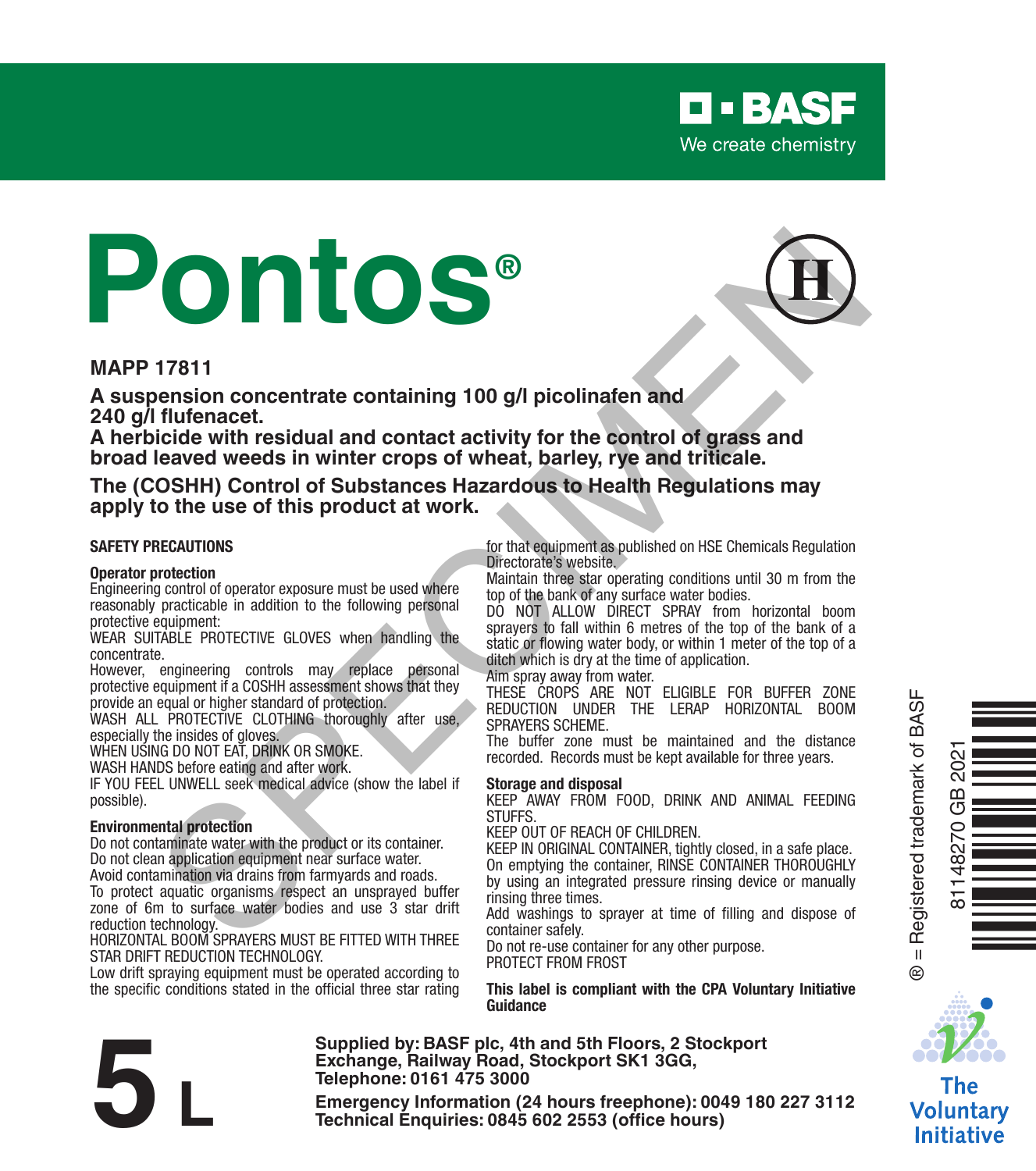BASF
We create chemistry

# Pontos®

**MAPP 17811**

**A suspension concentrate containing 100 g/l picolinafen and 240 g/l flufenacet.**
**A herbicide with residual and contact activity for the control of grass and broad leaved weeds in winter crops of wheat, barley, rye and triticale.**

**The (COSHH) Control of Substances Hazardous to Health Regulations may apply to the use of this product at work.**

## SAFETY PRECAUTIONS

### Operator protection

Engineering control of operator exposure must be used where reasonably practicable in addition to the following personal protective equipment:

WEAR SUITABLE PROTECTIVE GLOVES when handling the concentrate.

However, engineering controls may replace personal protective equipment if a COSHH assessment shows that they provide an equal or higher standard of protection.

WASH ALL PROTECTIVE CLOTHING thoroughly after use, especially the insides of gloves.

WHEN USING DO NOT EAT, DRINK OR SMOKE.

WASH HANDS before eating and after work.

IF YOU FEEL UNWELL seek medical advice (show the label if possible).

### Environmental protection

Do not contaminate water with the product or its container.

Do not clean application equipment near surface water.

Avoid contamination via drains from farmyards and roads.

To protect aquatic organisms respect an unsprayed buffer zone of 6m to surface water bodies and use 3 star drift reduction technology.

HORIZONTAL BOOM SPRAYERS MUST BE FITTED WITH THREE STAR DRIFT REDUCTION TECHNOLOGY.

Low drift spraying equipment must be operated according to the specific conditions stated in the official three star rating for that equipment as published on HSE Chemicals Regulation Directorate's website.

Maintain three star operating conditions until 30 m from the top of the bank of any surface water bodies.

DO NOT ALLOW DIRECT SPRAY from horizontal boom sprayers to fall within 6 metres of the top of the bank of a static or flowing water body, or within 1 meter of the top of a ditch which is dry at the time of application.

Aim spray away from water.

THESE CROPS ARE NOT ELIGIBLE FOR BUFFER ZONE REDUCTION UNDER THE LERAP HORIZONTAL BOOM SPRAYERS SCHEME.

The buffer zone must be maintained and the distance recorded. Records must be kept available for three years.

### Storage and disposal

KEEP AWAY FROM FOOD, DRINK AND ANIMAL FEEDING STUFFS.

KEEP OUT OF REACH OF CHILDREN.

KEEP IN ORIGINAL CONTAINER, tightly closed, in a safe place.

On emptying the container, RINSE CONTAINER THOROUGHLY by using an integrated pressure rinsing device or manually rinsing three times.

Add washings to sprayer at time of filling and dispose of container safely.

Do not re-use container for any other purpose.

PROTECT FROM FROST

**This label is compliant with the CPA Voluntary Initiative Guidance**

# 5 L

**Supplied by: BASF plc, 4th and 5th Floors, 2 Stockport Exchange, Railway Road, Stockport SK1 3GG, Telephone: 0161 475 3000**

**Emergency Information (24 hours freephone): 0049 180 227 3112**
**Technical Enquiries: 0845 602 2553 (office hours)**

® = Registered trademark of BASF

81148270 GB 2021

The Voluntary Initiative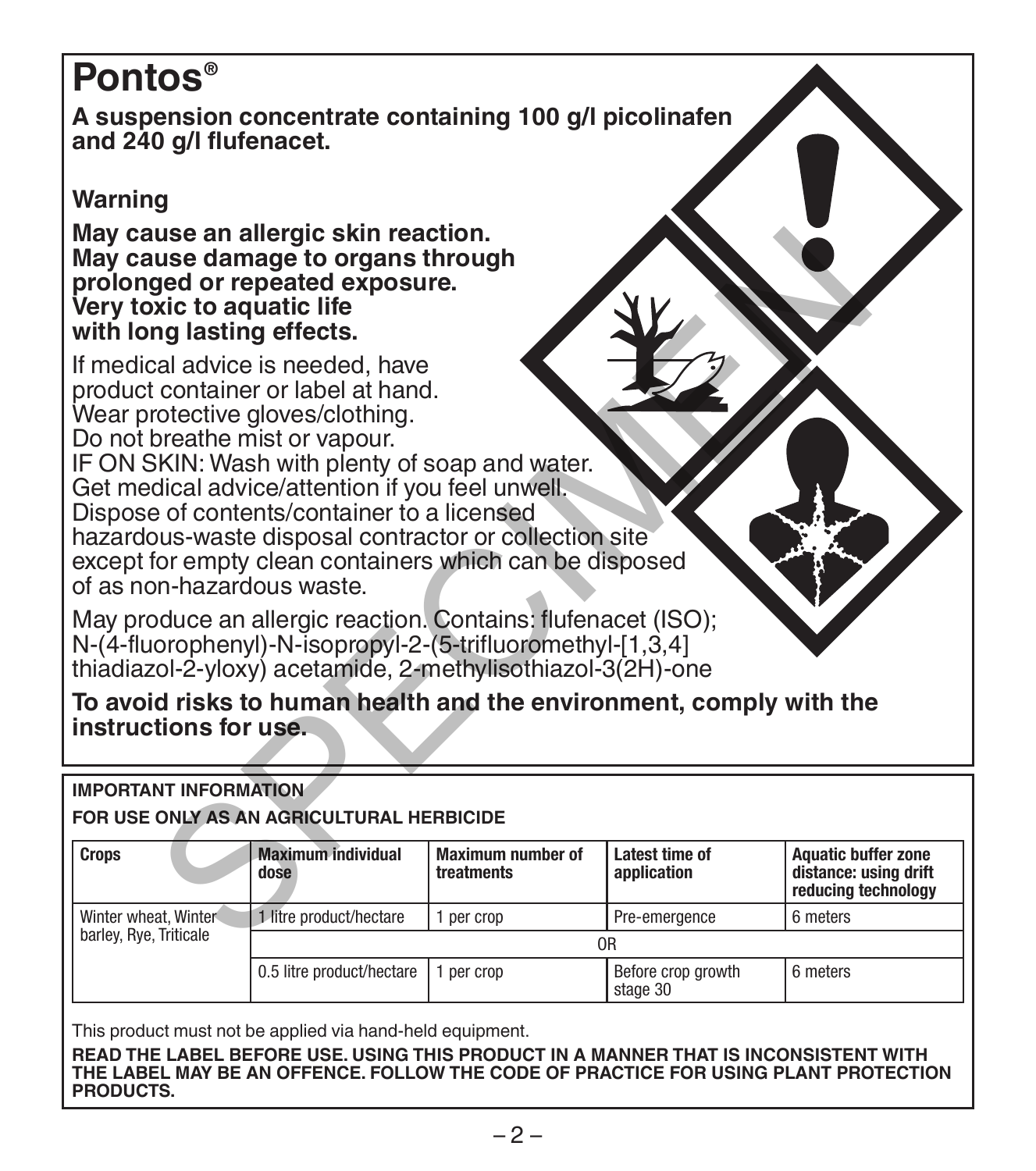# Pontos®

**A suspension concentrate containing 100 g/l picolinafen and 240 g/l flufenacet.**

**Warning**

**May cause an allergic skin reaction.**
**May cause damage to organs through prolonged or repeated exposure.**
**Very toxic to aquatic life with long lasting effects.**

If medical advice is needed, have product container or label at hand.
Wear protective gloves/clothing.
Do not breathe mist or vapour.
IF ON SKIN: Wash with plenty of soap and water.
Get medical advice/attention if you feel unwell.
Dispose of contents/container to a licensed hazardous-waste disposal contractor or collection site except for empty clean containers which can be disposed of as non-hazardous waste.

May produce an allergic reaction. Contains: flufenacet (ISO); N-(4-fluorophenyl)-N-isopropyl-2-(5-trifluoromethyl-[1,3,4] thiadiazol-2-yloxy) acetamide, 2-methylisothiazol-3(2H)-one

**To avoid risks to human health and the environment, comply with the instructions for use.**

**IMPORTANT INFORMATION**

**FOR USE ONLY AS AN AGRICULTURAL HERBICIDE**

| Crops | Maximum individual dose | Maximum number of treatments | Latest time of application | Aquatic buffer zone distance: using drift reducing technology |
|---|---|---|---|---|
| Winter wheat, Winter barley, Rye, Triticale | 1 litre product/hectare | 1 per crop | Pre-emergence | 6 meters |
| | OR | | | |
| | 0.5 litre product/hectare | 1 per crop | Before crop growth stage 30 | 6 meters |

This product must not be applied via hand-held equipment.

**READ THE LABEL BEFORE USE. USING THIS PRODUCT IN A MANNER THAT IS INCONSISTENT WITH THE LABEL MAY BE AN OFFENCE. FOLLOW THE CODE OF PRACTICE FOR USING PLANT PROTECTION PRODUCTS.**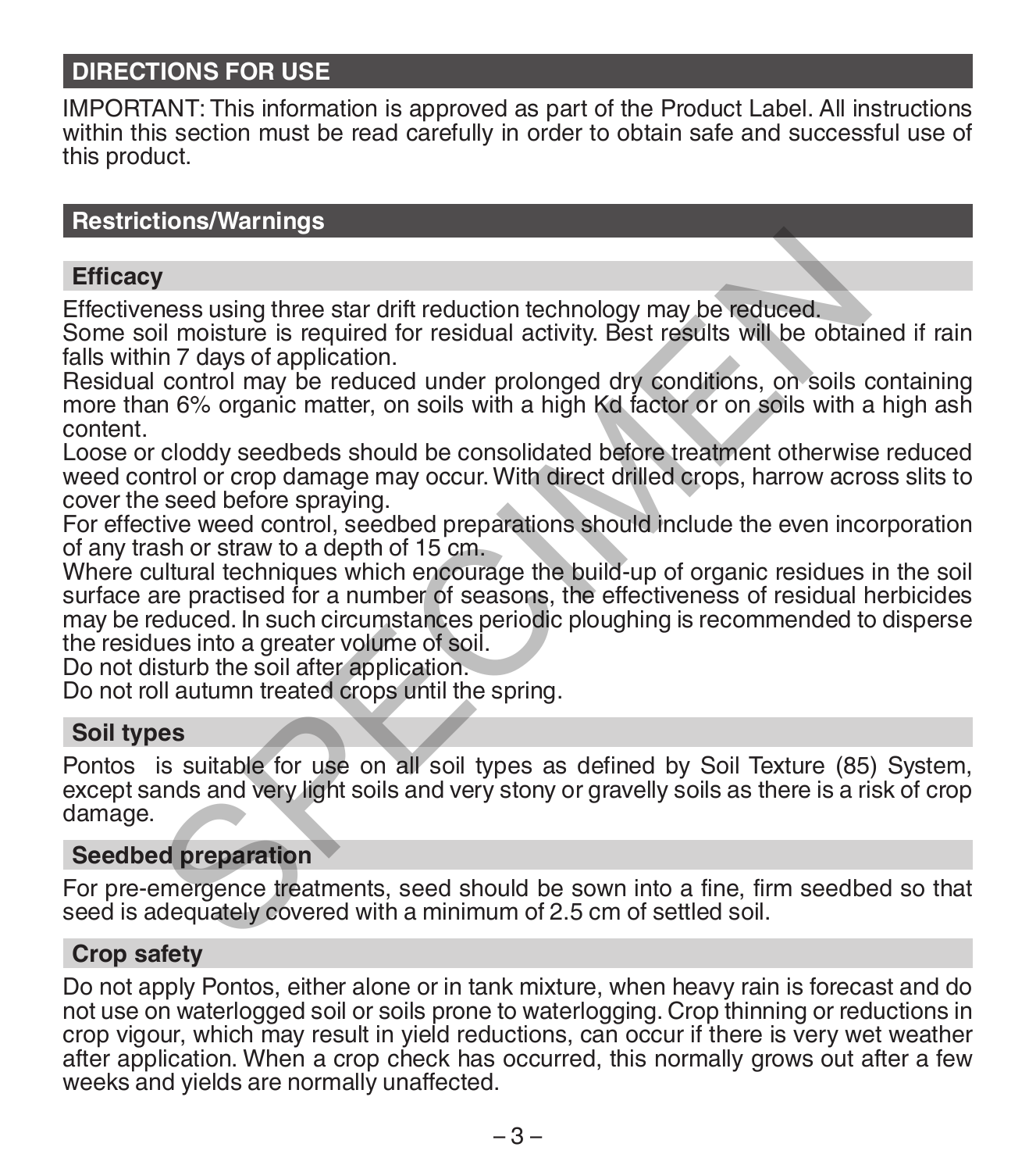## DIRECTIONS FOR USE

IMPORTANT: This information is approved as part of the Product Label. All instructions within this section must be read carefully in order to obtain safe and successful use of this product.

## Restrictions/Warnings

### Efficacy

Effectiveness using three star drift reduction technology may be reduced.
Some soil moisture is required for residual activity. Best results will be obtained if rain falls within 7 days of application.
Residual control may be reduced under prolonged dry conditions, on soils containing more than 6% organic matter, on soils with a high Kd factor or on soils with a high ash content.
Loose or cloddy seedbeds should be consolidated before treatment otherwise reduced weed control or crop damage may occur. With direct drilled crops, harrow across slits to cover the seed before spraying.
For effective weed control, seedbed preparations should include the even incorporation of any trash or straw to a depth of 15 cm.
Where cultural techniques which encourage the build-up of organic residues in the soil surface are practised for a number of seasons, the effectiveness of residual herbicides may be reduced. In such circumstances periodic ploughing is recommended to disperse the residues into a greater volume of soil.
Do not disturb the soil after application.
Do not roll autumn treated crops until the spring.

### Soil types

Pontos is suitable for use on all soil types as defined by Soil Texture (85) System, except sands and very light soils and very stony or gravelly soils as there is a risk of crop damage.

### Seedbed preparation

For pre-emergence treatments, seed should be sown into a fine, firm seedbed so that seed is adequately covered with a minimum of 2.5 cm of settled soil.

### Crop safety

Do not apply Pontos, either alone or in tank mixture, when heavy rain is forecast and do not use on waterlogged soil or soils prone to waterlogging. Crop thinning or reductions in crop vigour, which may result in yield reductions, can occur if there is very wet weather after application. When a crop check has occurred, this normally grows out after a few weeks and yields are normally unaffected.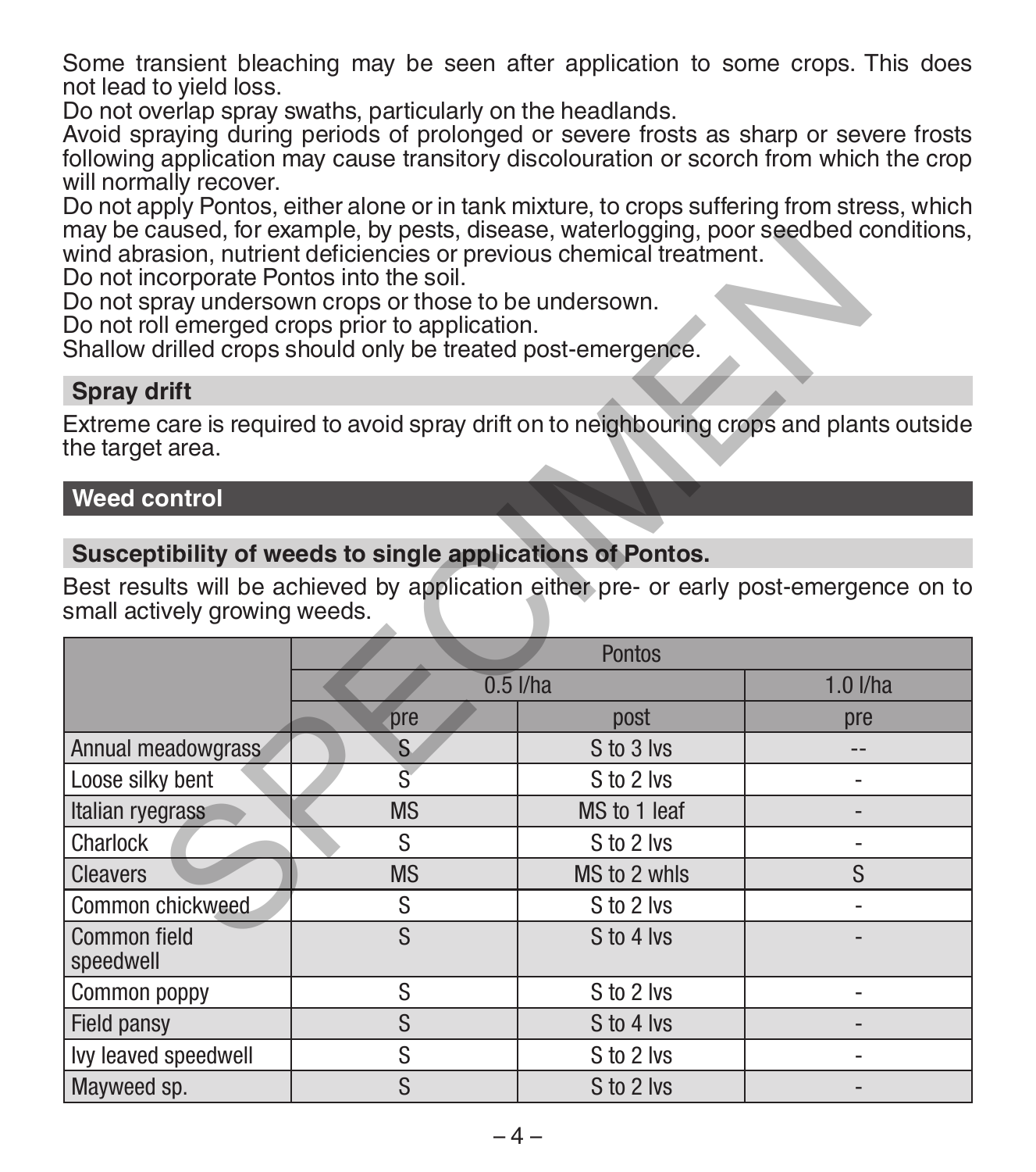Some transient bleaching may be seen after application to some crops. This does not lead to yield loss.
Do not overlap spray swaths, particularly on the headlands.
Avoid spraying during periods of prolonged or severe frosts as sharp or severe frosts following application may cause transitory discolouration or scorch from which the crop will normally recover.
Do not apply Pontos, either alone or in tank mixture, to crops suffering from stress, which may be caused, for example, by pests, disease, waterlogging, poor seedbed conditions, wind abrasion, nutrient deficiencies or previous chemical treatment.
Do not incorporate Pontos into the soil.
Do not spray undersown crops or those to be undersown.
Do not roll emerged crops prior to application.
Shallow drilled crops should only be treated post-emergence.

## Spray drift

Extreme care is required to avoid spray drift on to neighbouring crops and plants outside the target area.

## Weed control

### Susceptibility of weeds to single applications of Pontos.

Best results will be achieved by application either pre- or early post-emergence on to small actively growing weeds.

| | Pontos | | |
|---|---|---|---|
| | 0.5 l/ha | | 1.0 l/ha |
| | pre | post | pre |
| Annual meadowgrass | S | S to 3 lvs | -- |
| Loose silky bent | S | S to 2 lvs | - |
| Italian ryegrass | MS | MS to 1 leaf | - |
| Charlock | S | S to 2 lvs | - |
| Cleavers | MS | MS to 2 whls | S |
| Common chickweed | S | S to 2 lvs | - |
| Common field speedwell | S | S to 4 lvs | - |
| Common poppy | S | S to 2 lvs | - |
| Field pansy | S | S to 4 lvs | - |
| Ivy leaved speedwell | S | S to 2 lvs | - |
| Mayweed sp. | S | S to 2 lvs | - |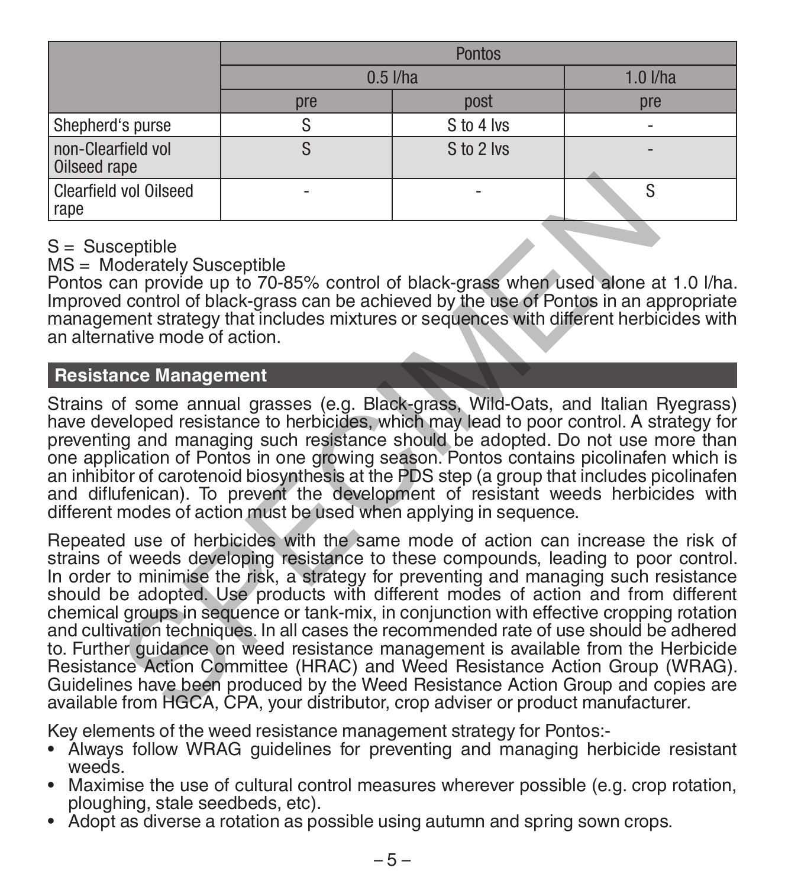| | Pontos | | |
|---|---|---|---|
| | 0.5 l/ha | | 1.0 l/ha |
| | pre | post | pre |
| Shepherd's purse | S | S to 4 lvs | - |
| non-Clearfield vol Oilseed rape | S | S to 2 lvs | - |
| Clearfield vol Oilseed rape | - | - | S |

S = Susceptible
MS = Moderately Susceptible
Pontos can provide up to 70-85% control of black-grass when used alone at 1.0 l/ha. Improved control of black-grass can be achieved by the use of Pontos in an appropriate management strategy that includes mixtures or sequences with different herbicides with an alternative mode of action.

## Resistance Management

Strains of some annual grasses (e.g. Black-grass, Wild-Oats, and Italian Ryegrass) have developed resistance to herbicides, which may lead to poor control. A strategy for preventing and managing such resistance should be adopted. Do not use more than one application of Pontos in one growing season. Pontos contains picolinafen which is an inhibitor of carotenoid biosynthesis at the PDS step (a group that includes picolinafen and diflufenican). To prevent the development of resistant weeds herbicides with different modes of action must be used when applying in sequence.

Repeated use of herbicides with the same mode of action can increase the risk of strains of weeds developing resistance to these compounds, leading to poor control. In order to minimise the risk, a strategy for preventing and managing such resistance should be adopted. Use products with different modes of action and from different chemical groups in sequence or tank-mix, in conjunction with effective cropping rotation and cultivation techniques. In all cases the recommended rate of use should be adhered to. Further guidance on weed resistance management is available from the Herbicide Resistance Action Committee (HRAC) and Weed Resistance Action Group (WRAG). Guidelines have been produced by the Weed Resistance Action Group and copies are available from HGCA, CPA, your distributor, crop adviser or product manufacturer.

Key elements of the weed resistance management strategy for Pontos:-

- Always follow WRAG guidelines for preventing and managing herbicide resistant weeds.
- Maximise the use of cultural control measures wherever possible (e.g. crop rotation, ploughing, stale seedbeds, etc).
- Adopt as diverse a rotation as possible using autumn and spring sown crops.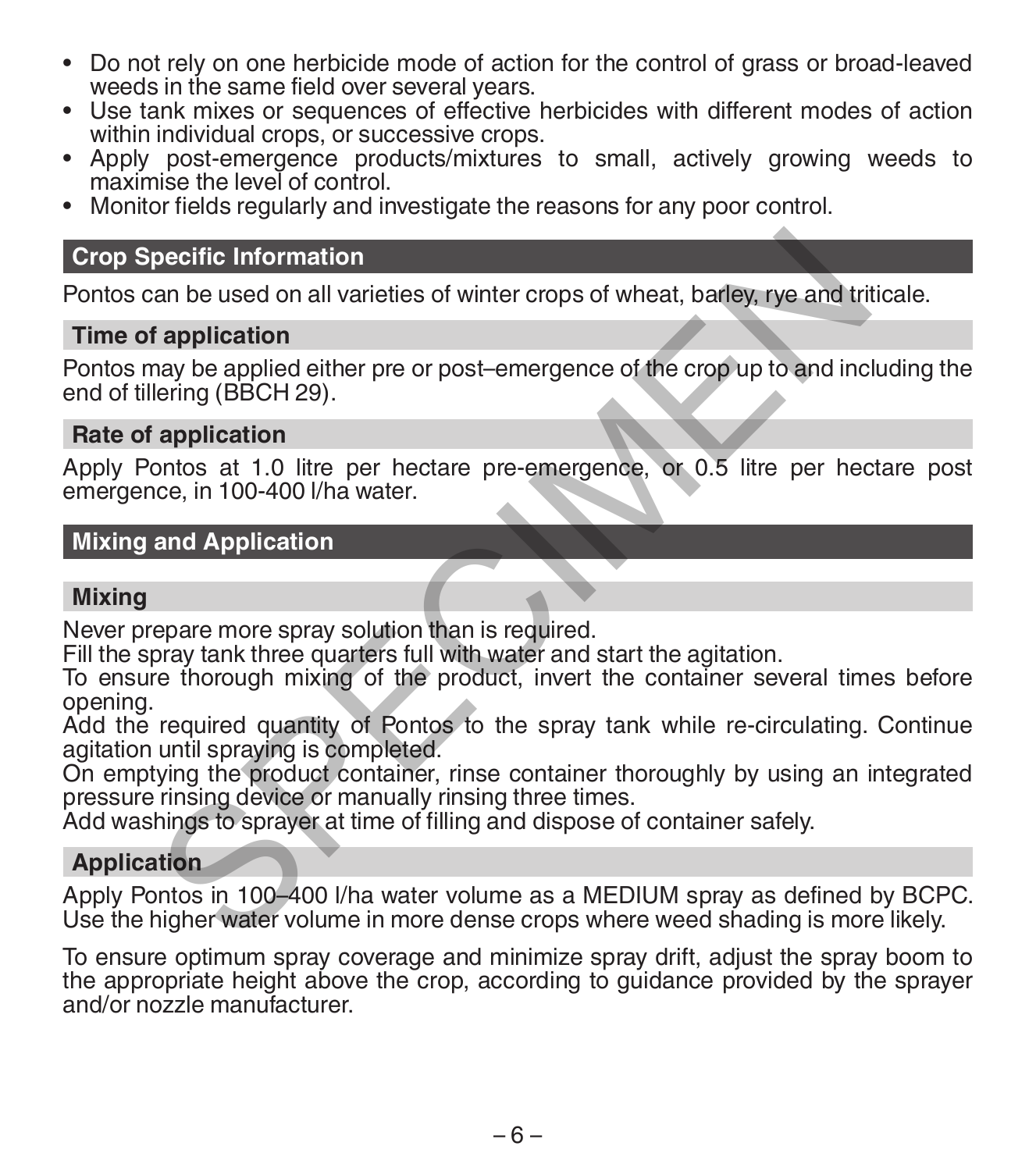- Do not rely on one herbicide mode of action for the control of grass or broad-leaved weeds in the same field over several years.
- Use tank mixes or sequences of effective herbicides with different modes of action within individual crops, or successive crops.
- Apply post-emergence products/mixtures to small, actively growing weeds to maximise the level of control.
- Monitor fields regularly and investigate the reasons for any poor control.

## Crop Specific Information

Pontos can be used on all varieties of winter crops of wheat, barley, rye and triticale.

### Time of application

Pontos may be applied either pre or post–emergence of the crop up to and including the end of tillering (BBCH 29).

### Rate of application

Apply Pontos at 1.0 litre per hectare pre-emergence, or 0.5 litre per hectare post emergence, in 100-400 l/ha water.

## Mixing and Application

### Mixing

Never prepare more spray solution than is required.
Fill the spray tank three quarters full with water and start the agitation.
To ensure thorough mixing of the product, invert the container several times before opening.
Add the required quantity of Pontos to the spray tank while re-circulating. Continue agitation until spraying is completed.
On emptying the product container, rinse container thoroughly by using an integrated pressure rinsing device or manually rinsing three times.
Add washings to sprayer at time of filling and dispose of container safely.

### Application

Apply Pontos in 100–400 l/ha water volume as a MEDIUM spray as defined by BCPC. Use the higher water volume in more dense crops where weed shading is more likely.

To ensure optimum spray coverage and minimize spray drift, adjust the spray boom to the appropriate height above the crop, according to guidance provided by the sprayer and/or nozzle manufacturer.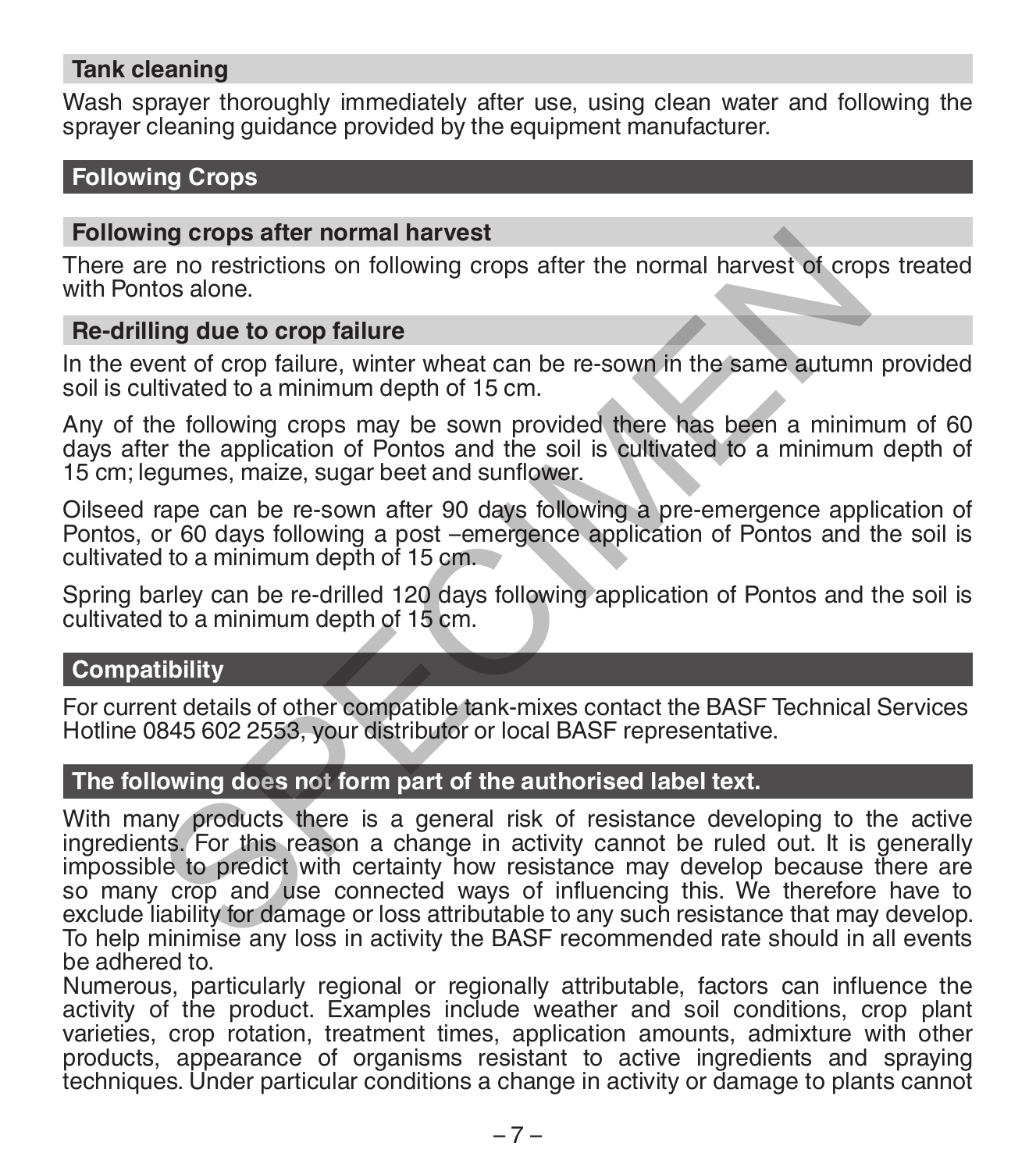## Tank cleaning

Wash sprayer thoroughly immediately after use, using clean water and following the sprayer cleaning guidance provided by the equipment manufacturer.

## Following Crops

### Following crops after normal harvest

There are no restrictions on following crops after the normal harvest of crops treated with Pontos alone.

### Re-drilling due to crop failure

In the event of crop failure, winter wheat can be re-sown in the same autumn provided soil is cultivated to a minimum depth of 15 cm.

Any of the following crops may be sown provided there has been a minimum of 60 days after the application of Pontos and the soil is cultivated to a minimum depth of 15 cm; legumes, maize, sugar beet and sunflower.

Oilseed rape can be re-sown after 90 days following a pre-emergence application of Pontos, or 60 days following a post –emergence application of Pontos and the soil is cultivated to a minimum depth of 15 cm.

Spring barley can be re-drilled 120 days following application of Pontos and the soil is cultivated to a minimum depth of 15 cm.

## Compatibility

For current details of other compatible tank-mixes contact the BASF Technical Services Hotline 0845 602 2553, your distributor or local BASF representative.

## The following does not form part of the authorised label text.

With many products there is a general risk of resistance developing to the active ingredients. For this reason a change in activity cannot be ruled out. It is generally impossible to predict with certainty how resistance may develop because there are so many crop and use connected ways of influencing this. We therefore have to exclude liability for damage or loss attributable to any such resistance that may develop. To help minimise any loss in activity the BASF recommended rate should in all events be adhered to.

Numerous, particularly regional or regionally attributable, factors can influence the activity of the product. Examples include weather and soil conditions, crop plant varieties, crop rotation, treatment times, application amounts, admixture with other products, appearance of organisms resistant to active ingredients and spraying techniques. Under particular conditions a change in activity or damage to plants cannot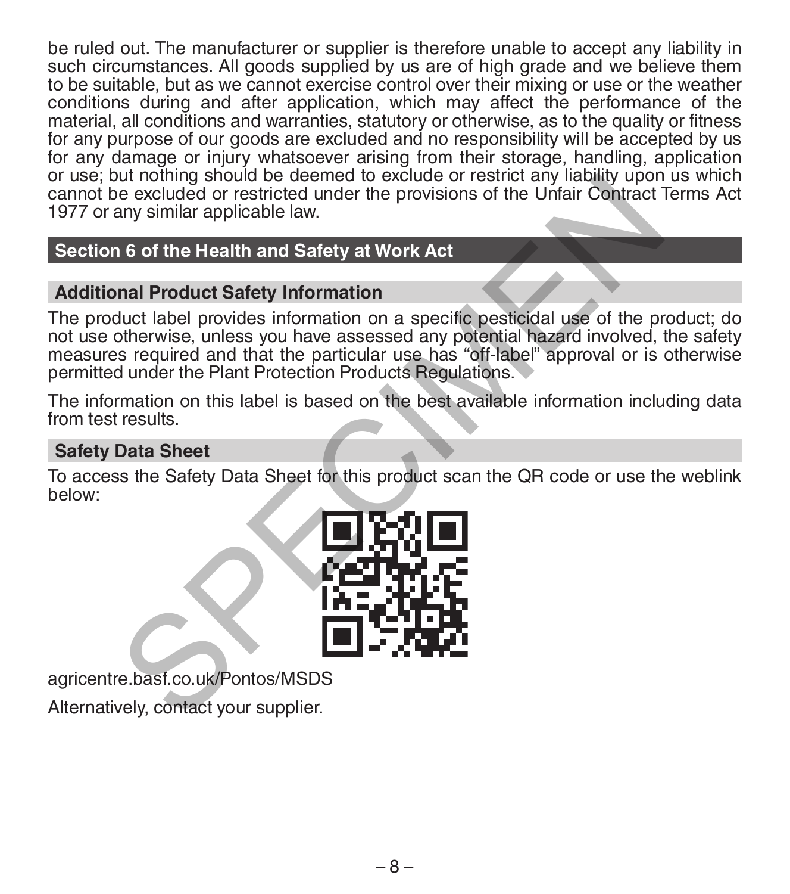be ruled out. The manufacturer or supplier is therefore unable to accept any liability in such circumstances. All goods supplied by us are of high grade and we believe them to be suitable, but as we cannot exercise control over their mixing or use or the weather conditions during and after application, which may affect the performance of the material, all conditions and warranties, statutory or otherwise, as to the quality or fitness for any purpose of our goods are excluded and no responsibility will be accepted by us for any damage or injury whatsoever arising from their storage, handling, application or use; but nothing should be deemed to exclude or restrict any liability upon us which cannot be excluded or restricted under the provisions of the Unfair Contract Terms Act 1977 or any similar applicable law.

## Section 6 of the Health and Safety at Work Act

### Additional Product Safety Information

The product label provides information on a specific pesticidal use of the product; do not use otherwise, unless you have assessed any potential hazard involved, the safety measures required and that the particular use has “off-label” approval or is otherwise permitted under the Plant Protection Products Regulations.

The information on this label is based on the best available information including data from test results.

### Safety Data Sheet

To access the Safety Data Sheet for this product scan the QR code or use the weblink below:

agricentre.basf.co.uk/Pontos/MSDS

Alternatively, contact your supplier.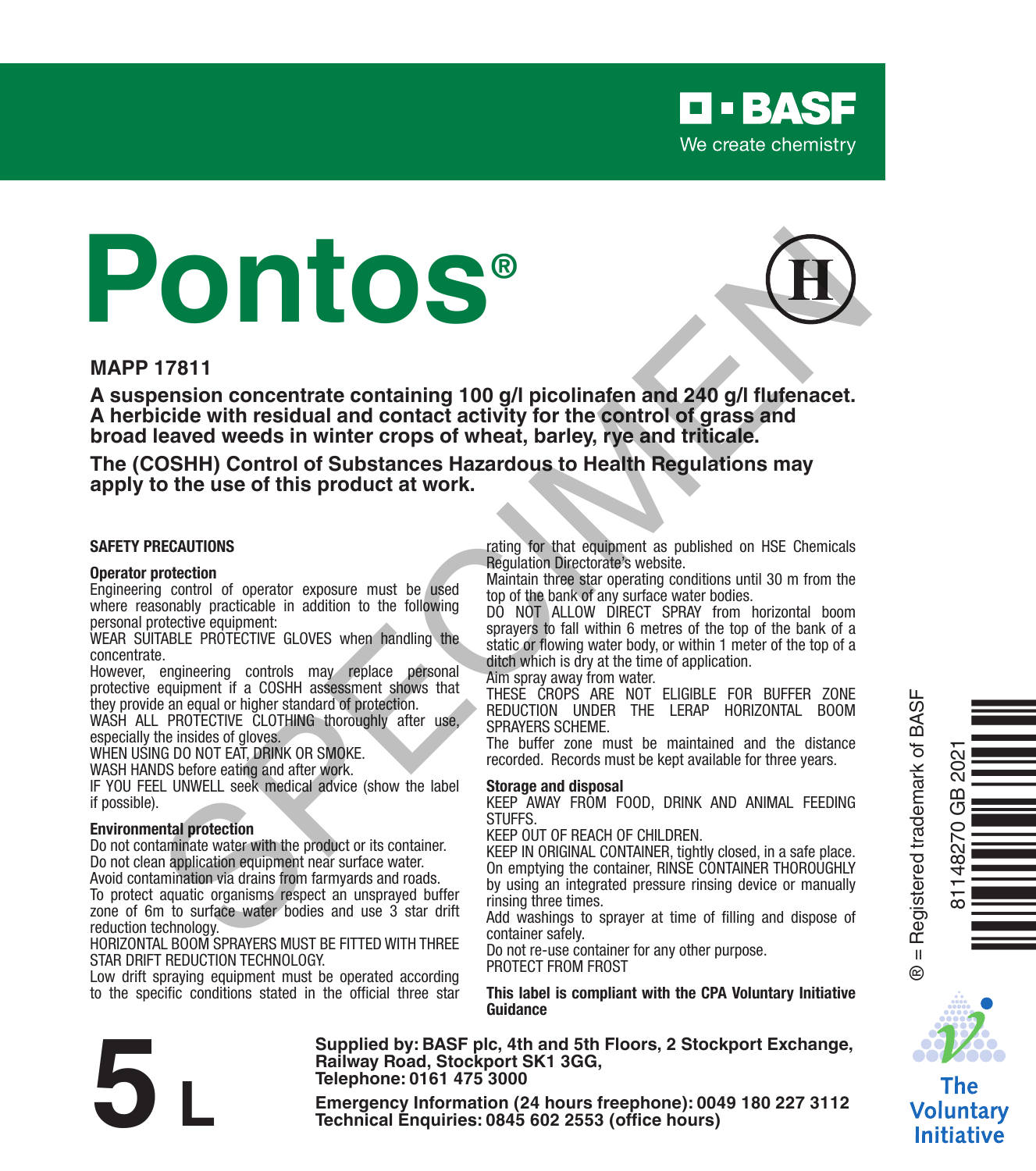**BASF**
We create chemistry

# Pontos®

**MAPP 17811**

**A suspension concentrate containing 100 g/l picolinafen and 240 g/l flufenacet. A herbicide with residual and contact activity for the control of grass and broad leaved weeds in winter crops of wheat, barley, rye and triticale.**

**The (COSHH) Control of Substances Hazardous to Health Regulations may apply to the use of this product at work.**

### SAFETY PRECAUTIONS

**Operator protection**

Engineering control of operator exposure must be used where reasonably practicable in addition to the following personal protective equipment:

WEAR SUITABLE PROTECTIVE GLOVES when handling the concentrate.

However, engineering controls may replace personal protective equipment if a COSHH assessment shows that they provide an equal or higher standard of protection.

WASH ALL PROTECTIVE CLOTHING thoroughly after use, especially the insides of gloves.

WHEN USING DO NOT EAT, DRINK OR SMOKE.

WASH HANDS before eating and after work.

IF YOU FEEL UNWELL seek medical advice (show the label if possible).

**Environmental protection**

Do not contaminate water with the product or its container.

Do not clean application equipment near surface water.

Avoid contamination via drains from farmyards and roads.

To protect aquatic organisms respect an unsprayed buffer zone of 6m to surface water bodies and use 3 star drift reduction technology.

HORIZONTAL BOOM SPRAYERS MUST BE FITTED WITH THREE STAR DRIFT REDUCTION TECHNOLOGY.

Low drift spraying equipment must be operated according to the specific conditions stated in the official three star rating for that equipment as published on HSE Chemicals Regulation Directorate's website.

Maintain three star operating conditions until 30 m from the top of the bank of any surface water bodies.

DO NOT ALLOW DIRECT SPRAY from horizontal boom sprayers to fall within 6 metres of the top of the bank of a static or flowing water body, or within 1 meter of the top of a ditch which is dry at the time of application.

Aim spray away from water.

THESE CROPS ARE NOT ELIGIBLE FOR BUFFER ZONE REDUCTION UNDER THE LERAP HORIZONTAL BOOM SPRAYERS SCHEME.

The buffer zone must be maintained and the distance recorded. Records must be kept available for three years.

**Storage and disposal**

KEEP AWAY FROM FOOD, DRINK AND ANIMAL FEEDING STUFFS.

KEEP OUT OF REACH OF CHILDREN.

KEEP IN ORIGINAL CONTAINER, tightly closed, in a safe place.

On emptying the container, RINSE CONTAINER THOROUGHLY by using an integrated pressure rinsing device or manually rinsing three times.

Add washings to sprayer at time of filling and dispose of container safely.

Do not re-use container for any other purpose.

PROTECT FROM FROST

**This label is compliant with the CPA Voluntary Initiative Guidance**

**5 L**

**Supplied by: BASF plc, 4th and 5th Floors, 2 Stockport Exchange, Railway Road, Stockport SK1 3GG, Telephone: 0161 475 3000**

**Emergency Information (24 hours freephone): 0049 180 227 3112**
**Technical Enquiries: 0845 602 2553 (office hours)**

® = Registered trademark of BASF

81148270 GB 2021

The Voluntary Initiative